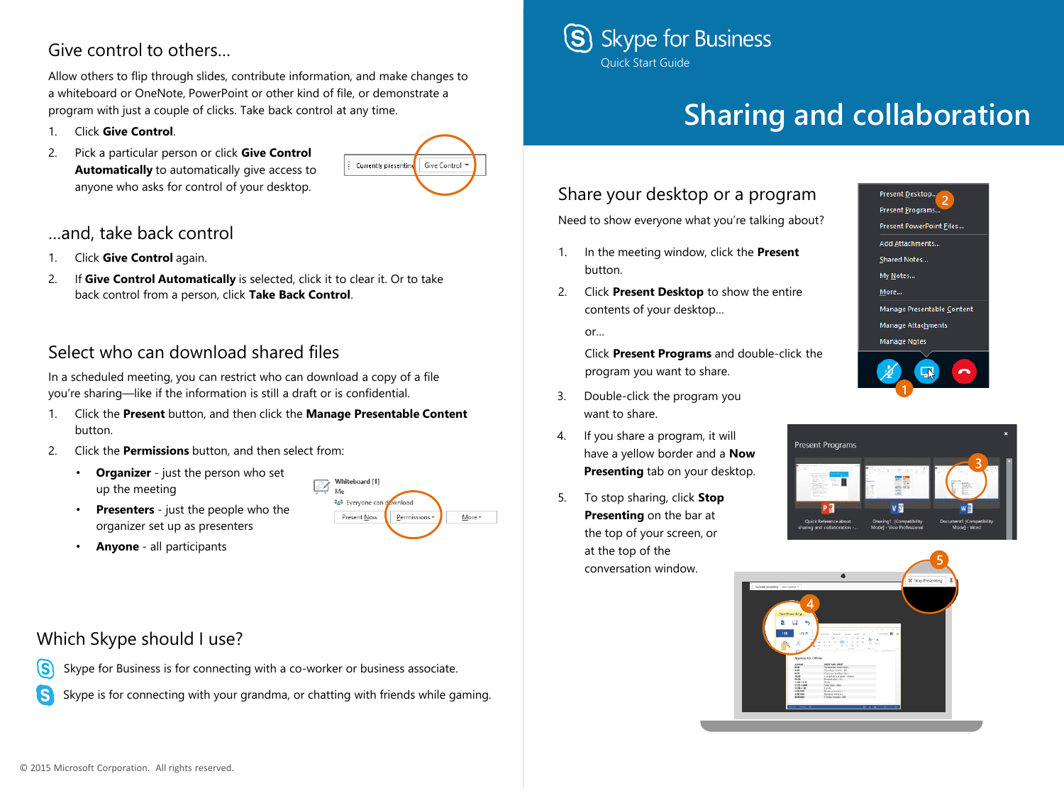# Skype for Business

Quick Start Guide

# Sharing and collaboration

## Share your desktop or a program

Need to show everyone what you're talking about?

1. In the meeting window, click the **Present** button.
2. Click **Present Desktop** to show the entire contents of your desktop…

   or…

   Click **Present Programs** and double-click the program you want to share.
3. Double-click the program you want to share.
4. If you share a program, it will have a yellow border and a **Now Presenting** tab on your desktop.
5. To stop sharing, click **Stop Presenting** on the bar at the top of your screen, or at the top of the conversation window.

## Give control to others…

Allow others to flip through slides, contribute information, and make changes to a whiteboard or OneNote, PowerPoint or other kind of file, or demonstrate a program with just a couple of clicks. Take back control at any time.

1. Click **Give Control**.
2. Pick a particular person or click **Give Control Automatically** to automatically give access to anyone who asks for control of your desktop.

## …and, take back control

1. Click **Give Control** again.
2. If **Give Control Automatically** is selected, click it to clear it. Or to take back control from a person, click **Take Back Control**.

## Select who can download shared files

In a scheduled meeting, you can restrict who can download a copy of a file you're sharing—like if the information is still a draft or is confidential.

1. Click the **Present** button, and then click the **Manage Presentable Content** button.
2. Click the **Permissions** button, and then select from:
   - **Organizer** - just the person who set up the meeting
   - **Presenters** - just the people who the organizer set up as presenters
   - **Anyone** - all participants

## Which Skype should I use?

Skype for Business is for connecting with a co-worker or business associate.

Skype is for connecting with your grandma, or chatting with friends while gaming.

© 2015 Microsoft Corporation. All rights reserved.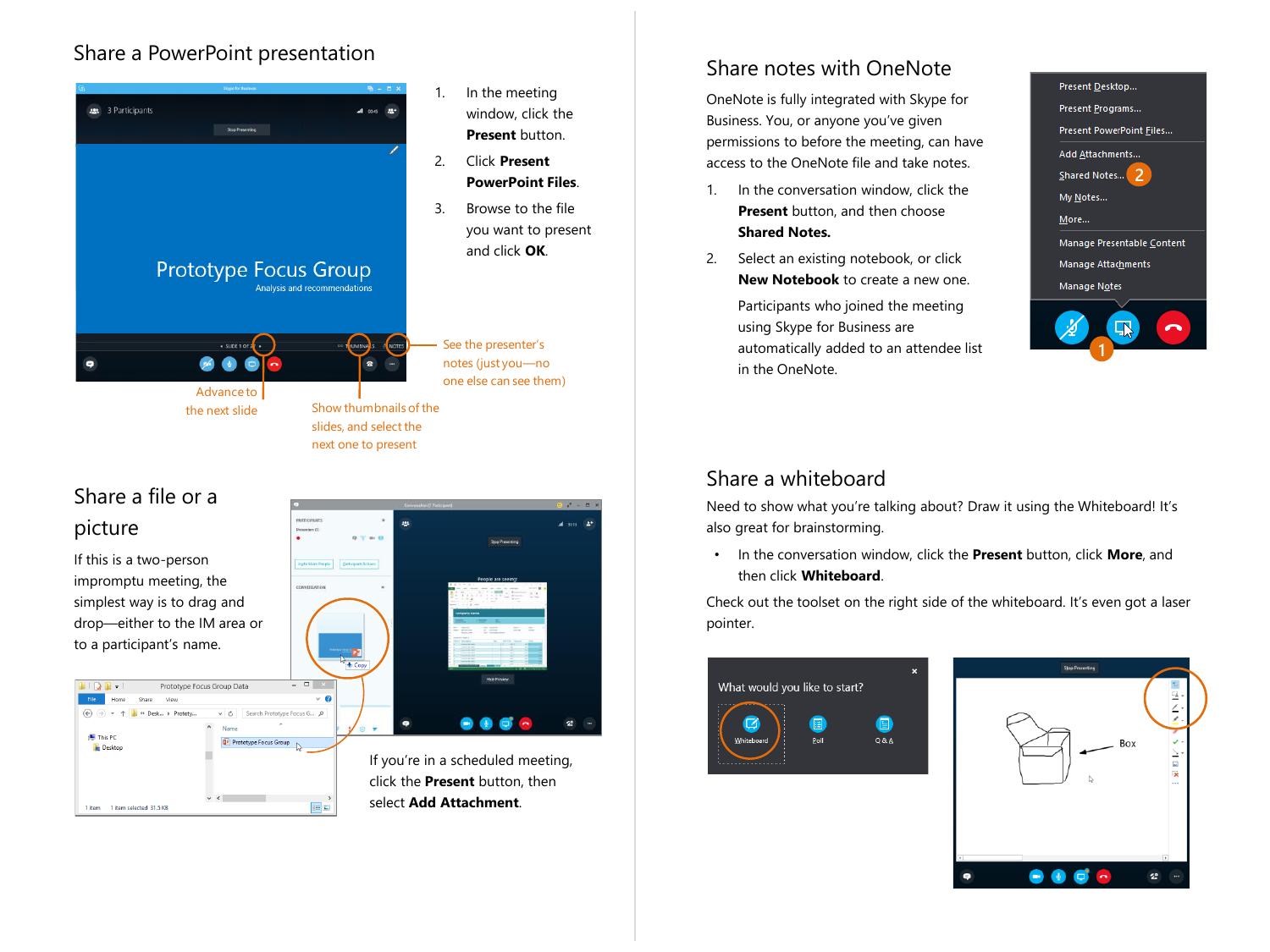## Share a PowerPoint presentation

1. In the meeting window, click the **Present** button.
2. Click **Present PowerPoint Files**.
3. Browse to the file you want to present and click **OK**.

Advance to the next slide

Show thumbnails of the slides, and select the next one to present

See the presenter's notes (just you—no one else can see them)

## Share a file or a picture

If this is a two-person impromptu meeting, the simplest way is to drag and drop—either to the IM area or to a participant's name.

If you're in a scheduled meeting, click the **Present** button, then select **Add Attachment**.

## Share notes with OneNote

OneNote is fully integrated with Skype for Business. You, or anyone you've given permissions to before the meeting, can have access to the OneNote file and take notes.

1. In the conversation window, click the **Present** button, and then choose **Shared Notes.**
2. Select an existing notebook, or click **New Notebook** to create a new one.

   Participants who joined the meeting using Skype for Business are automatically added to an attendee list in the OneNote.

## Share a whiteboard

Need to show what you're talking about? Draw it using the Whiteboard! It's also great for brainstorming.

- In the conversation window, click the **Present** button, click **More**, and then click **Whiteboard**.

Check out the toolset on the right side of the whiteboard. It's even got a laser pointer.